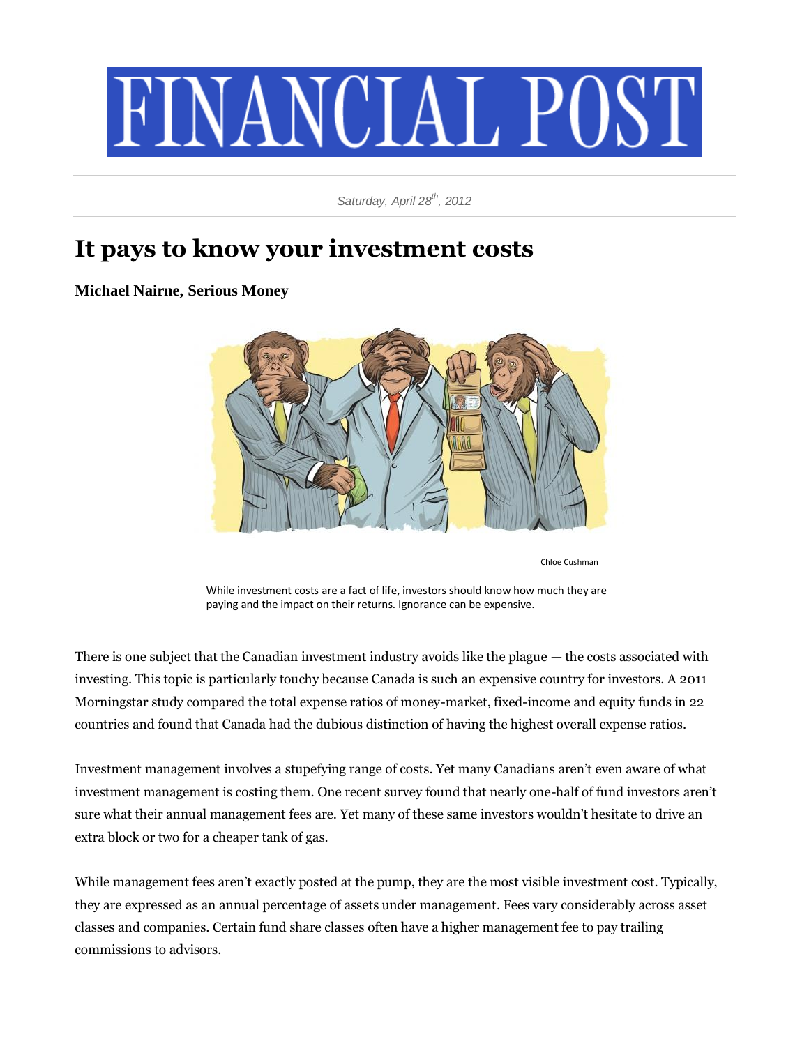# FINANCIAL POST

*Saturday, April 28th, 2012*

## It pays to know your investment costs

**Michael Nairne, Serious Money**

Chloe Cushman

While investment costs are a fact of life, investors should know how much they are paying and the impact on their returns. Ignorance can be expensive.

There is one subject that the Canadian investment industry avoids like the plague — the costs associated with investing. This topic is particularly touchy because Canada is such an expensive country for investors. A 2011 Morningstar study compared the total expense ratios of money-market, fixed-income and equity funds in 22 countries and found that Canada had the dubious distinction of having the highest overall expense ratios.

Investment management involves a stupefying range of costs. Yet many Canadians aren't even aware of what investment management is costing them. One recent survey found that nearly one-half of fund investors aren't sure what their annual management fees are. Yet many of these same investors wouldn't hesitate to drive an extra block or two for a cheaper tank of gas.

While management fees aren't exactly posted at the pump, they are the most visible investment cost. Typically, they are expressed as an annual percentage of assets under management. Fees vary considerably across asset classes and companies. Certain fund share classes often have a higher management fee to pay trailing commissions to advisors.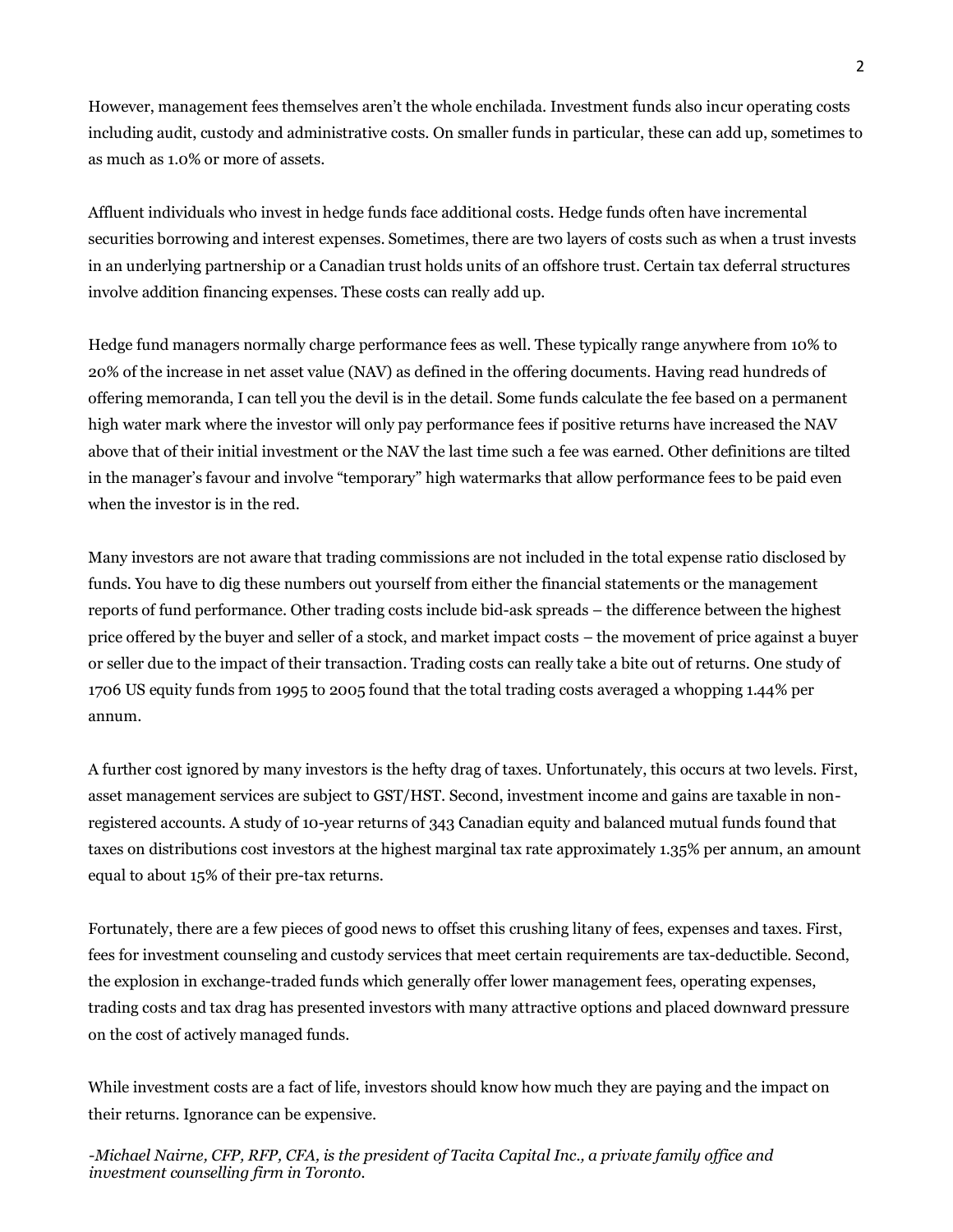However, management fees themselves aren't the whole enchilada. Investment funds also incur operating costs including audit, custody and administrative costs. On smaller funds in particular, these can add up, sometimes to as much as 1.0% or more of assets.

Affluent individuals who invest in hedge funds face additional costs. Hedge funds often have incremental securities borrowing and interest expenses. Sometimes, there are two layers of costs such as when a trust invests in an underlying partnership or a Canadian trust holds units of an offshore trust. Certain tax deferral structures involve addition financing expenses. These costs can really add up.

Hedge fund managers normally charge performance fees as well. These typically range anywhere from 10% to 20% of the increase in net asset value (NAV) as defined in the offering documents. Having read hundreds of offering memoranda, I can tell you the devil is in the detail. Some funds calculate the fee based on a permanent high water mark where the investor will only pay performance fees if positive returns have increased the NAV above that of their initial investment or the NAV the last time such a fee was earned. Other definitions are tilted in the manager's favour and involve "temporary" high watermarks that allow performance fees to be paid even when the investor is in the red.

Many investors are not aware that trading commissions are not included in the total expense ratio disclosed by funds. You have to dig these numbers out yourself from either the financial statements or the management reports of fund performance. Other trading costs include bid-ask spreads – the difference between the highest price offered by the buyer and seller of a stock, and market impact costs – the movement of price against a buyer or seller due to the impact of their transaction. Trading costs can really take a bite out of returns. One study of 1706 US equity funds from 1995 to 2005 found that the total trading costs averaged a whopping 1.44% per annum.

A further cost ignored by many investors is the hefty drag of taxes. Unfortunately, this occurs at two levels. First, asset management services are subject to GST/HST. Second, investment income and gains are taxable in non-registered accounts. A study of 10-year returns of 343 Canadian equity and balanced mutual funds found that taxes on distributions cost investors at the highest marginal tax rate approximately 1.35% per annum, an amount equal to about 15% of their pre-tax returns.

Fortunately, there are a few pieces of good news to offset this crushing litany of fees, expenses and taxes. First, fees for investment counseling and custody services that meet certain requirements are tax-deductible. Second, the explosion in exchange-traded funds which generally offer lower management fees, operating expenses, trading costs and tax drag has presented investors with many attractive options and placed downward pressure on the cost of actively managed funds.

While investment costs are a fact of life, investors should know how much they are paying and the impact on their returns. Ignorance can be expensive.

*-Michael Nairne, CFP, RFP, CFA, is the president of Tacita Capital Inc., a private family office and investment counselling firm in Toronto.*